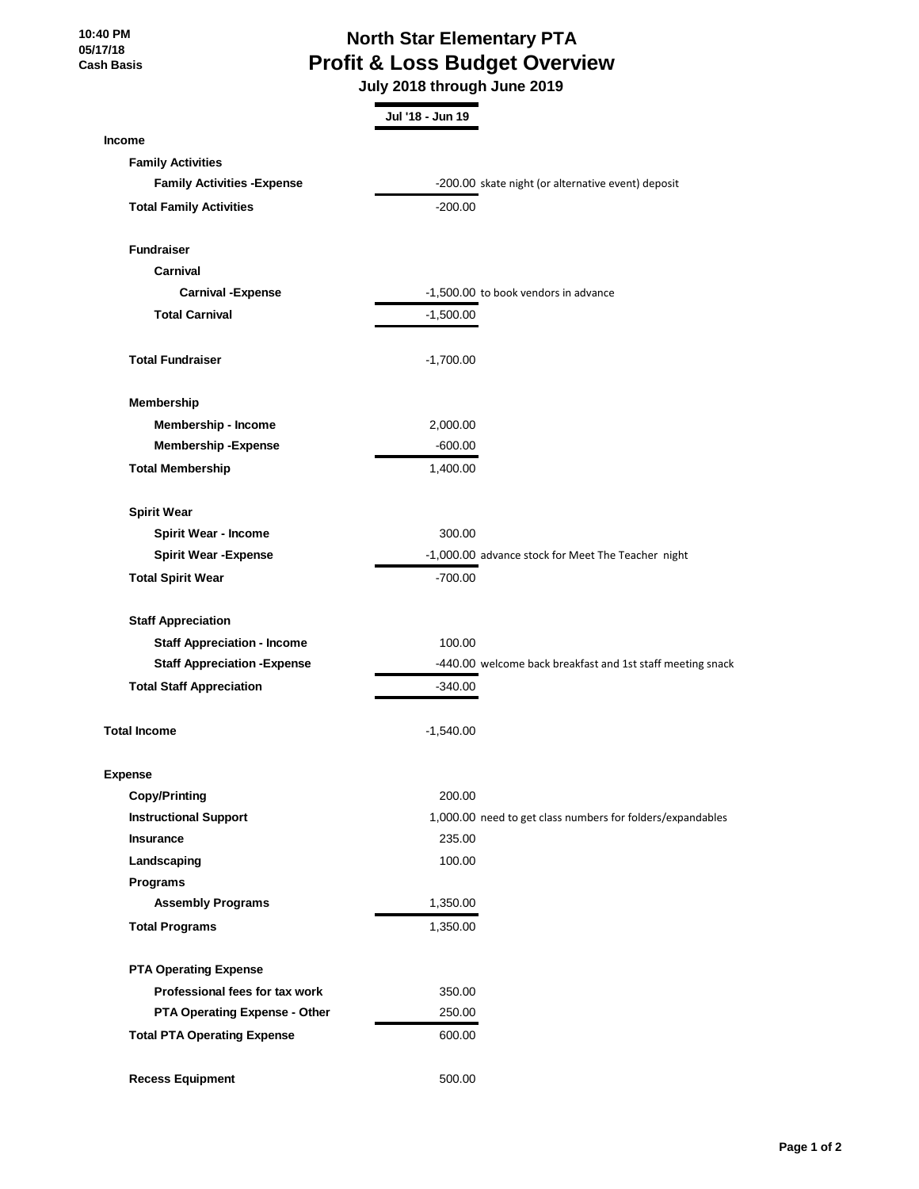10:40 PM
05/17/18
Cash Basis

# North Star Elementary PTA
## Profit & Loss Budget Overview
### July 2018 through June 2019

| | Jul '18 - Jun 19 | |
|---|---|---|
| **Income** | | |
| **Family Activities** | | |
| **Family Activities -Expense** | -200.00 | skate night (or alternative event) deposit |
| **Total Family Activities** | -200.00 | |
| | | |
| **Fundraiser** | | |
| **Carnival** | | |
| **Carnival -Expense** | -1,500.00 | to book vendors in advance |
| **Total Carnival** | -1,500.00 | |
| | | |
| **Total Fundraiser** | -1,700.00 | |
| | | |
| **Membership** | | |
| **Membership - Income** | 2,000.00 | |
| **Membership -Expense** | -600.00 | |
| **Total Membership** | 1,400.00 | |
| | | |
| **Spirit Wear** | | |
| **Spirit Wear - Income** | 300.00 | |
| **Spirit Wear -Expense** | -1,000.00 | advance stock for Meet The Teacher night |
| **Total Spirit Wear** | -700.00 | |
| | | |
| **Staff Appreciation** | | |
| **Staff Appreciation - Income** | 100.00 | |
| **Staff Appreciation -Expense** | -440.00 | welcome back breakfast and 1st staff meeting snack |
| **Total Staff Appreciation** | -340.00 | |
| | | |
| **Total Income** | -1,540.00 | |
| | | |
| **Expense** | | |
| **Copy/Printing** | 200.00 | |
| **Instructional Support** | 1,000.00 | need to get class numbers for folders/expandables |
| **Insurance** | 235.00 | |
| **Landscaping** | 100.00 | |
| **Programs** | | |
| **Assembly Programs** | 1,350.00 | |
| **Total Programs** | 1,350.00 | |
| | | |
| **PTA Operating Expense** | | |
| **Professional fees for tax work** | 350.00 | |
| **PTA Operating Expense - Other** | 250.00 | |
| **Total PTA Operating Expense** | 600.00 | |
| | | |
| **Recess Equipment** | 500.00 | |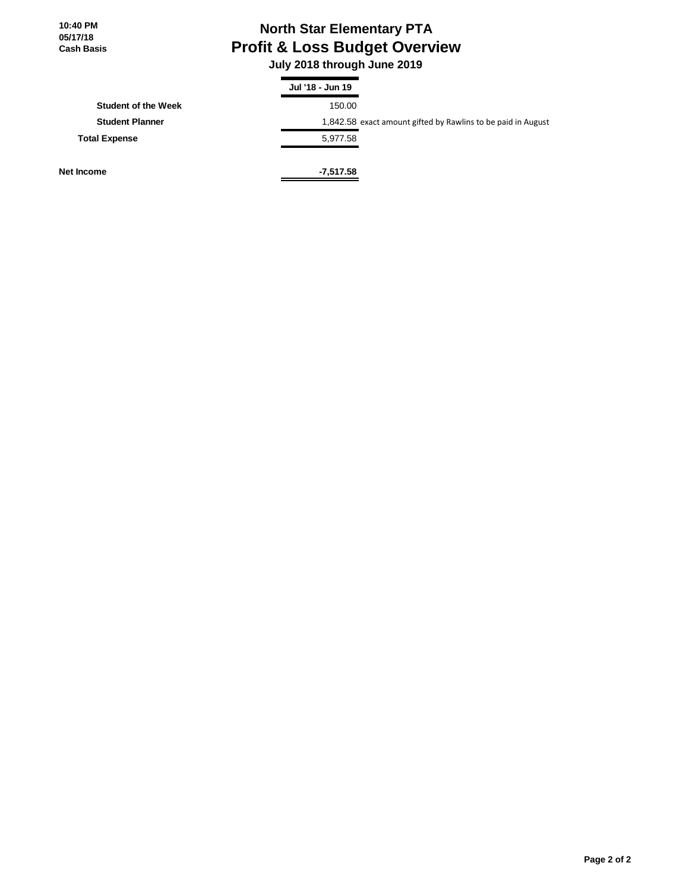10:40 PM
05/17/18
Cash Basis

# North Star Elementary PTA
## Profit & Loss Budget Overview
### July 2018 through June 2019

| | Jul '18 - Jun 19 | |
|---|---|---|
| **Student of the Week** | 150.00 | |
| **Student Planner** | 1,842.58 | exact amount gifted by Rawlins to be paid in August |
| **Total Expense** | 5,977.58 | |
| **Net Income** | **-7,517.58** | |